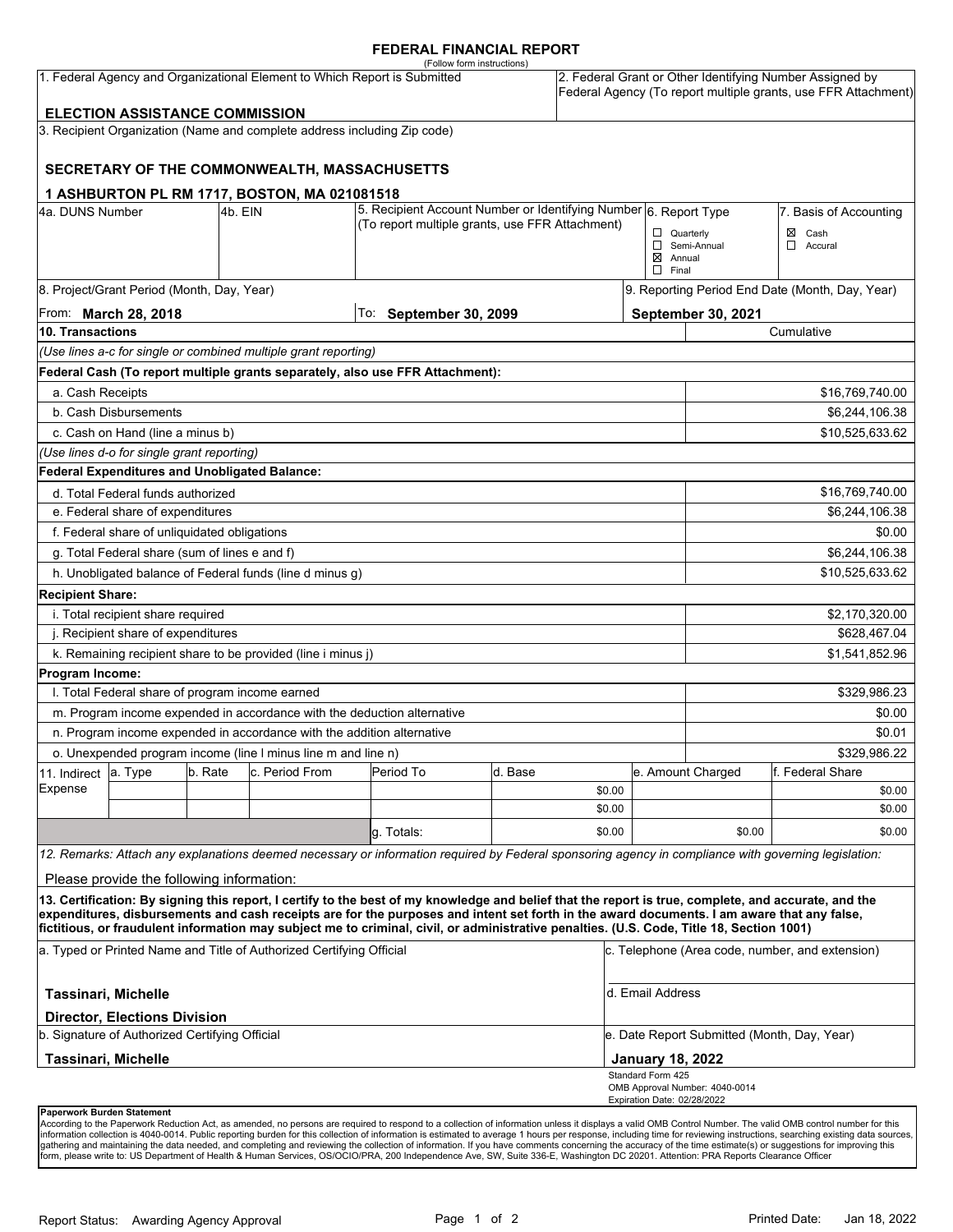# FEDERAL FINANCIAL REPORT

(Follow form instructions)

| 1. Federal Agency and Organizational Element to Which Report is Submitted | 2. Federal Grant or Other Identifying Number Assigned by Federal Agency (To report multiple grants, use FFR Attachment) |
|---|---|
| **ELECTION ASSISTANCE COMMISSION** | |

3. Recipient Organization (Name and complete address including Zip code)

**SECRETARY OF THE COMMONWEALTH, MASSACHUSETTS**

**1 ASHBURTON PL RM 1717, BOSTON, MA 021081518**

| 4a. DUNS Number | 4b. EIN | 5. Recipient Account Number or Identifying Number (To report multiple grants, use FFR Attachment) | 6. Report Type | 7. Basis of Accounting |
|---|---|---|---|---|
| | | | ☐ Quarterly<br>☐ Semi-Annual<br>☒ Annual<br>☐ Final | ☒ Cash<br>☐ Accural |

| 8. Project/Grant Period (Month, Day, Year) | | 9. Reporting Period End Date (Month, Day, Year) |
|---|---|---|
| From: **March 28, 2018** | To: **September 30, 2099** | **September 30, 2021** |

| **10. Transactions** | Cumulative |
|---|---|
| *(Use lines a-c for single or combined multiple grant reporting)* | |
| **Federal Cash (To report multiple grants separately, also use FFR Attachment):** | |
| a. Cash Receipts | $16,769,740.00 |
| b. Cash Disbursements | $6,244,106.38 |
| c. Cash on Hand (line a minus b) | $10,525,633.62 |
| *(Use lines d-o for single grant reporting)* | |
| **Federal Expenditures and Unobligated Balance:** | |
| d. Total Federal funds authorized | $16,769,740.00 |
| e. Federal share of expenditures | $6,244,106.38 |
| f. Federal share of unliquidated obligations | $0.00 |
| g. Total Federal share (sum of lines e and f) | $6,244,106.38 |
| h. Unobligated balance of Federal funds (line d minus g) | $10,525,633.62 |
| **Recipient Share:** | |
| i. Total recipient share required | $2,170,320.00 |
| j. Recipient share of expenditures | $628,467.04 |
| k. Remaining recipient share to be provided (line i minus j) | $1,541,852.96 |
| **Program Income:** | |
| l. Total Federal share of program income earned | $329,986.23 |
| m. Program income expended in accordance with the deduction alternative | $0.00 |
| n. Program income expended in accordance with the addition alternative | $0.01 |
| o. Unexpended program income (line l minus line m and line n) | $329,986.22 |

| 11. Indirect Expense | a. Type | b. Rate | c. Period From | Period To | d. Base | e. Amount Charged | f. Federal Share |
|---|---|---|---|---|---|---|---|
| | | | | | $0.00 | | $0.00 |
| | | | | | $0.00 | | $0.00 |
| | | | | g. Totals: | $0.00 | $0.00 | $0.00 |

*12. Remarks: Attach any explanations deemed necessary or information required by Federal sponsoring agency in compliance with governing legislation:*

Please provide the following information:

**13. Certification: By signing this report, I certify to the best of my knowledge and belief that the report is true, complete, and accurate, and the expenditures, disbursements and cash receipts are for the purposes and intent set forth in the award documents. I am aware that any false, fictitious, or fraudulent information may subject me to criminal, civil, or administrative penalties. (U.S. Code, Title 18, Section 1001)**

| a. Typed or Printed Name and Title of Authorized Certifying Official | c. Telephone (Area code, number, and extension) |
|---|---|
| **Tassinari, Michelle**<br>**Director, Elections Division** | d. Email Address |
| b. Signature of Authorized Certifying Official | e. Date Report Submitted (Month, Day, Year) |
| **Tassinari, Michelle** | **January 18, 2022** |

Standard Form 425
OMB Approval Number: 4040-0014
Expiration Date: 02/28/2022

**Paperwork Burden Statement**
According to the Paperwork Reduction Act, as amended, no persons are required to respond to a collection of information unless it displays a valid OMB Control Number. The valid OMB control number for this information collection is 4040-0014. Public reporting burden for this collection of information is estimated to average 1 hours per response, including time for reviewing instructions, searching existing data sources, gathering and maintaining the data needed, and completing and reviewing the collection of information. If you have comments concerning the accuracy of the time estimate(s) or suggestions for improving this form, please write to: US Department of Health & Human Services, OS/OCIO/PRA, 200 Independence Ave, SW, Suite 336-E, Washington DC 20201. Attention: PRA Reports Clearance Officer

Report Status: Awarding Agency Approval

Printed Date: Jan 18, 2022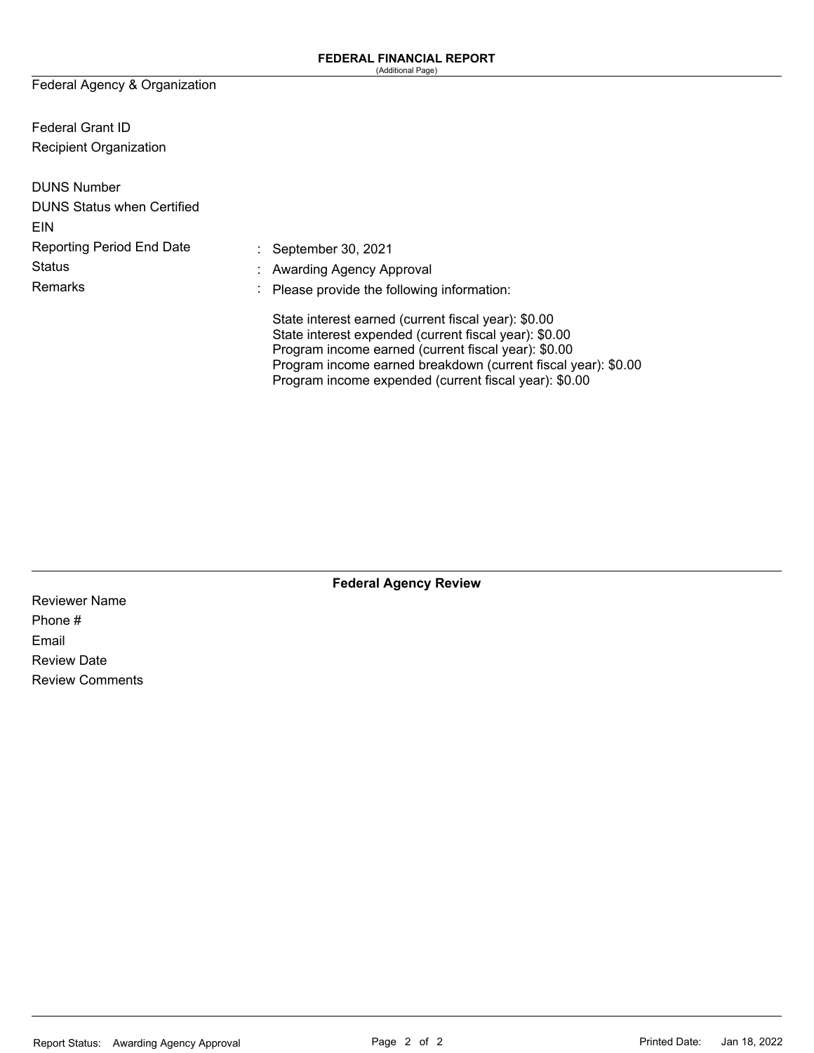**FEDERAL FINANCIAL REPORT**
(Additional Page)

| | | |
|---|---|---|
| Federal Agency & Organization | | |
| Federal Grant ID | | |
| Recipient Organization | | |
| DUNS Number | | |
| DUNS Status when Certified | | |
| EIN | | |
| Reporting Period End Date | : | September 30, 2021 |
| Status | : | Awarding Agency Approval |
| Remarks | : | Please provide the following information:<br><br>State interest earned (current fiscal year): $0.00<br>State interest expended (current fiscal year): $0.00<br>Program income earned (current fiscal year): $0.00<br>Program income earned breakdown (current fiscal year): $0.00<br>Program income expended (current fiscal year): $0.00 |

**Federal Agency Review**

Reviewer Name
Phone #
Email
Review Date
Review Comments

Report Status: Awarding Agency Approval

Printed Date: Jan 18, 2022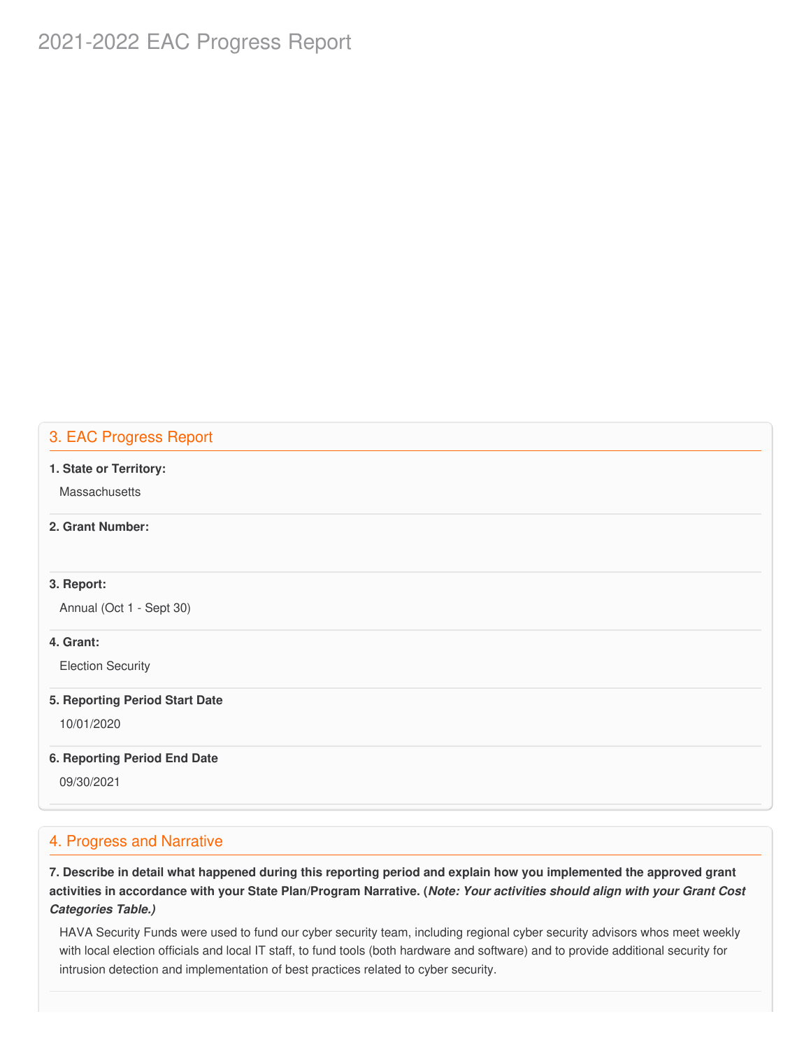## 3. EAC Progress Report

**1. State or Territory:**

Massachusetts

**2. Grant Number:**

**3. Report:**

Annual (Oct 1 - Sept 30)

**4. Grant:**

Election Security

**5. Reporting Period Start Date**

10/01/2020

**6. Reporting Period End Date**

09/30/2021

## 4. Progress and Narrative

**7. Describe in detail what happened during this reporting period and explain how you implemented the approved grant activities in accordance with your State Plan/Program Narrative. (*Note: Your activities should align with your Grant Cost Categories Table.)***

HAVA Security Funds were used to fund our cyber security team, including regional cyber security advisors whos meet weekly with local election officials and local IT staff, to fund tools (both hardware and software) and to provide additional security for intrusion detection and implementation of best practices related to cyber security.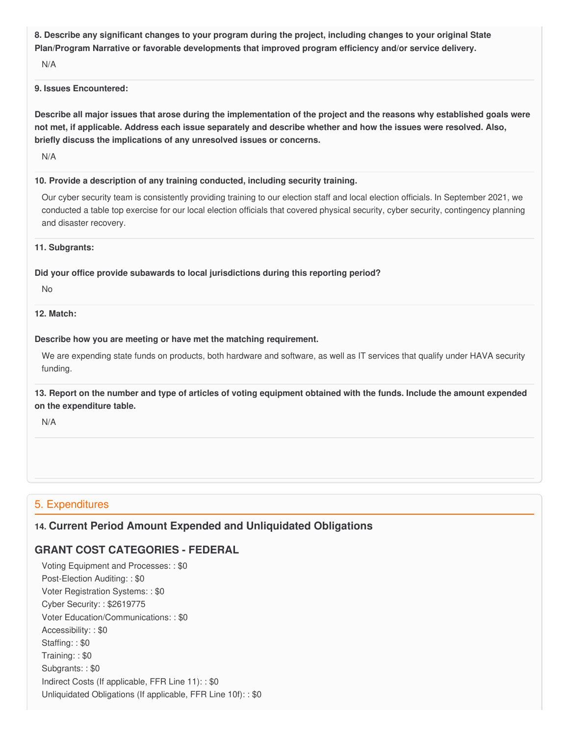**8. Describe any significant changes to your program during the project, including changes to your original State Plan/Program Narrative or favorable developments that improved program efficiency and/or service delivery.**

N/A

**9. Issues Encountered:**

**Describe all major issues that arose during the implementation of the project and the reasons why established goals were not met, if applicable. Address each issue separately and describe whether and how the issues were resolved. Also, briefly discuss the implications of any unresolved issues or concerns.**

N/A

**10. Provide a description of any training conducted, including security training.**

Our cyber security team is consistently providing training to our election staff and local election officials. In September 2021, we conducted a table top exercise for our local election officials that covered physical security, cyber security, contingency planning and disaster recovery.

**11. Subgrants:**

**Did your office provide subawards to local jurisdictions during this reporting period?**

No

**12. Match:**

**Describe how you are meeting or have met the matching requirement.**

We are expending state funds on products, both hardware and software, as well as IT services that qualify under HAVA security funding.

**13. Report on the number and type of articles of voting equipment obtained with the funds. Include the amount expended on the expenditure table.**

N/A

## 5. Expenditures

### 14. Current Period Amount Expended and Unliquidated Obligations

### GRANT COST CATEGORIES - FEDERAL

Voting Equipment and Processes: : $0
Post-Election Auditing: : $0
Voter Registration Systems: : $0
Cyber Security: : $2619775
Voter Education/Communications: : $0
Accessibility: : $0
Staffing: : $0
Training: : $0
Subgrants: : $0
Indirect Costs (If applicable, FFR Line 11): : $0
Unliquidated Obligations (If applicable, FFR Line 10f): : $0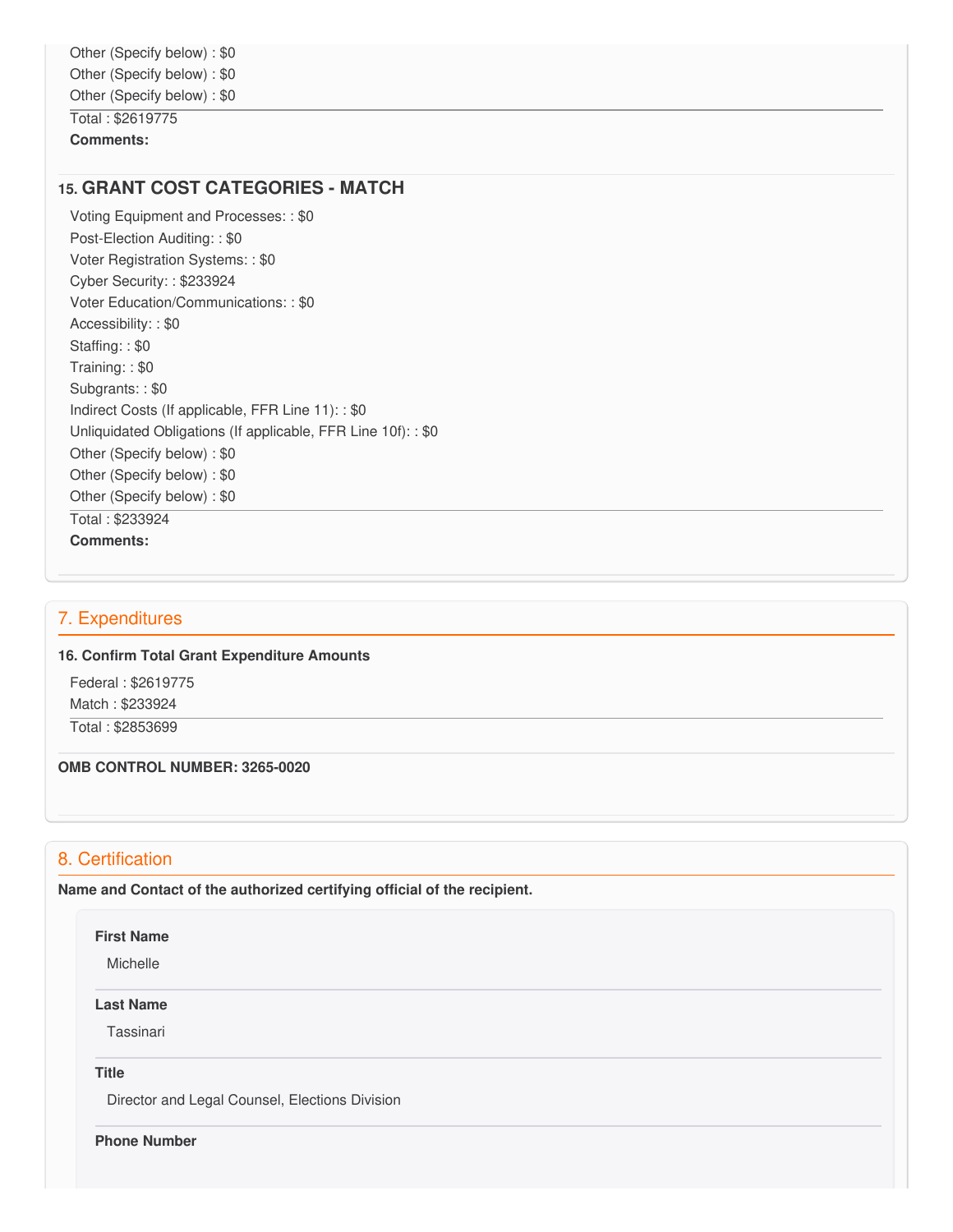Other (Specify below) : $0

Other (Specify below) : $0

Other (Specify below) : $0

Total : $2619775

**Comments:**

### 15. GRANT COST CATEGORIES - MATCH

Voting Equipment and Processes: : $0

Post-Election Auditing: : $0

Voter Registration Systems: : $0

Cyber Security: : $233924

Voter Education/Communications: : $0

Accessibility: : $0

Staffing: : $0

Training: : $0

Subgrants: : $0

Indirect Costs (If applicable, FFR Line 11): : $0

Unliquidated Obligations (If applicable, FFR Line 10f): : $0

Other (Specify below) : $0

Other (Specify below) : $0

Other (Specify below) : $0

Total : $233924

**Comments:**

## 7. Expenditures

**16. Confirm Total Grant Expenditure Amounts**

Federal : $2619775

Match : $233924

Total : $2853699

**OMB CONTROL NUMBER: 3265-0020**

## 8. Certification

**Name and Contact of the authorized certifying official of the recipient.**

**First Name**

Michelle

**Last Name**

Tassinari

**Title**

Director and Legal Counsel, Elections Division

**Phone Number**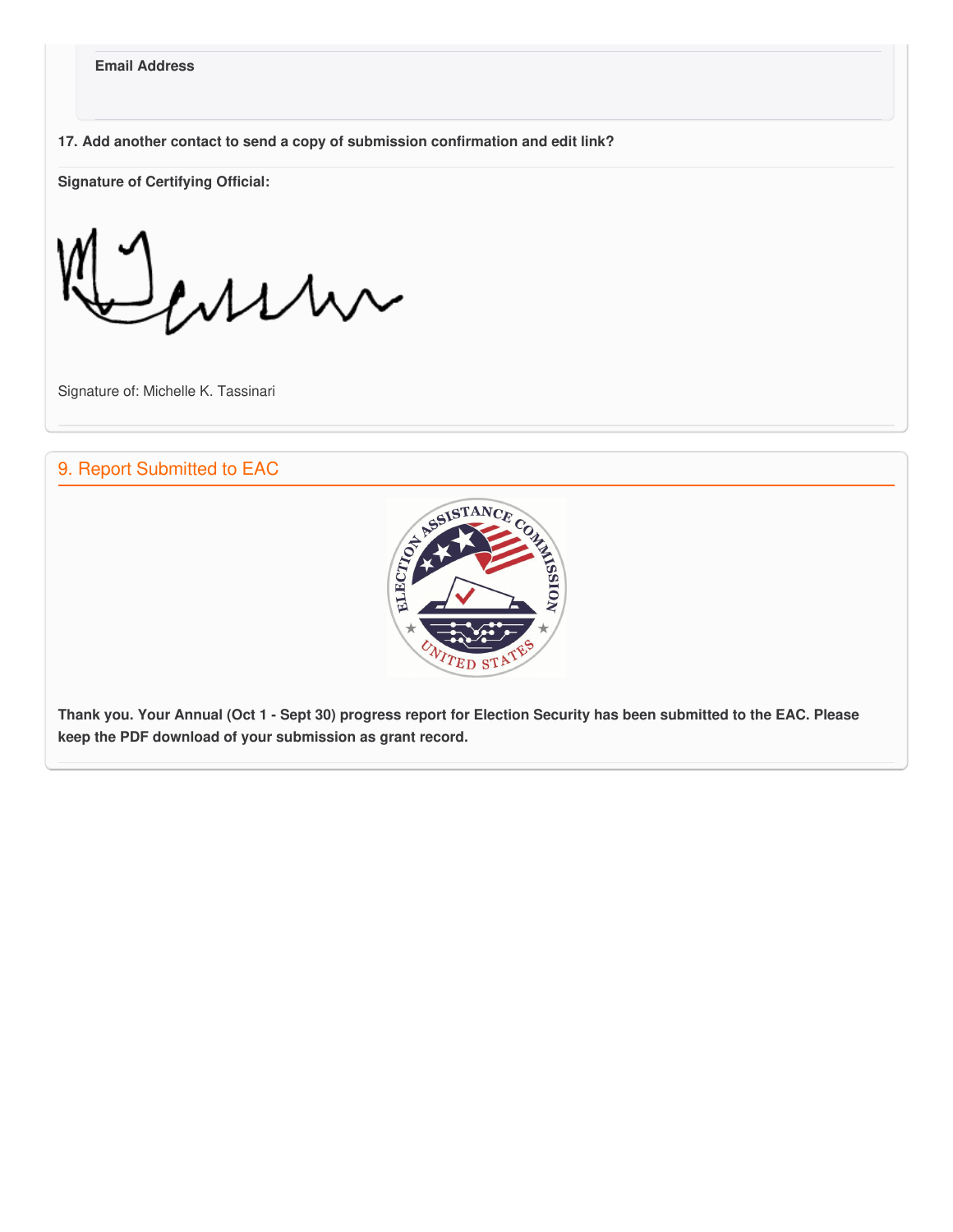**Email Address**

**17. Add another contact to send a copy of submission confirmation and edit link?**

**Signature of Certifying Official:**

Signature of: Michelle K. Tassinari

## 9. Report Submitted to EAC

**Thank you. Your Annual (Oct 1 - Sept 30) progress report for Election Security has been submitted to the EAC. Please keep the PDF download of your submission as grant record.**